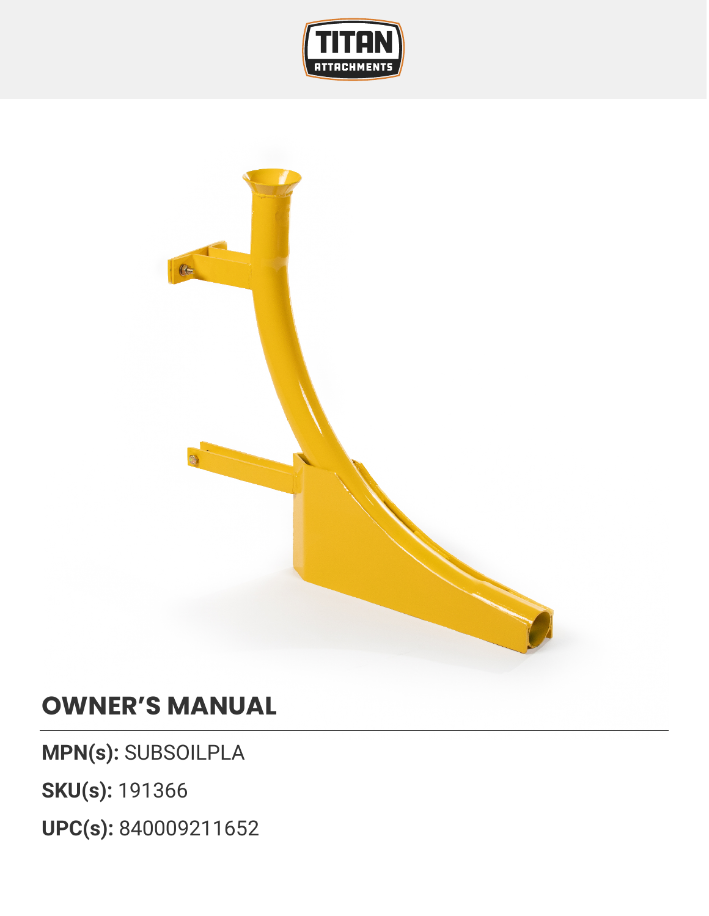# OWNER'S MANUAL

**MPN(s):** SUBSOILPLA

**SKU(s):** 191366

**UPC(s):** 840009211652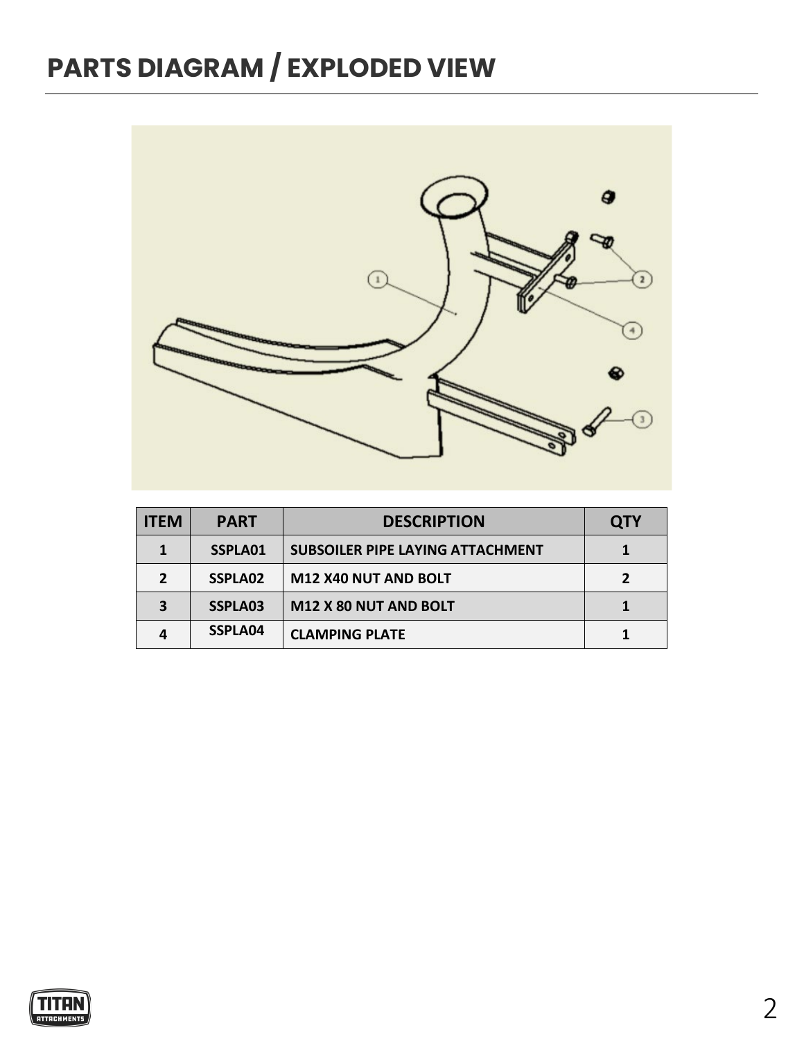# PARTS DIAGRAM / EXPLODED VIEW

| ITEM | PART | DESCRIPTION | QTY |
|---|---|---|---|
| 1 | SSPLA01 | SUBSOILER PIPE LAYING ATTACHMENT | 1 |
| 2 | SSPLA02 | M12 X40 NUT AND BOLT | 2 |
| 3 | SSPLA03 | M12 X 80 NUT AND BOLT | 1 |
| 4 | SSPLA04 | CLAMPING PLATE | 1 |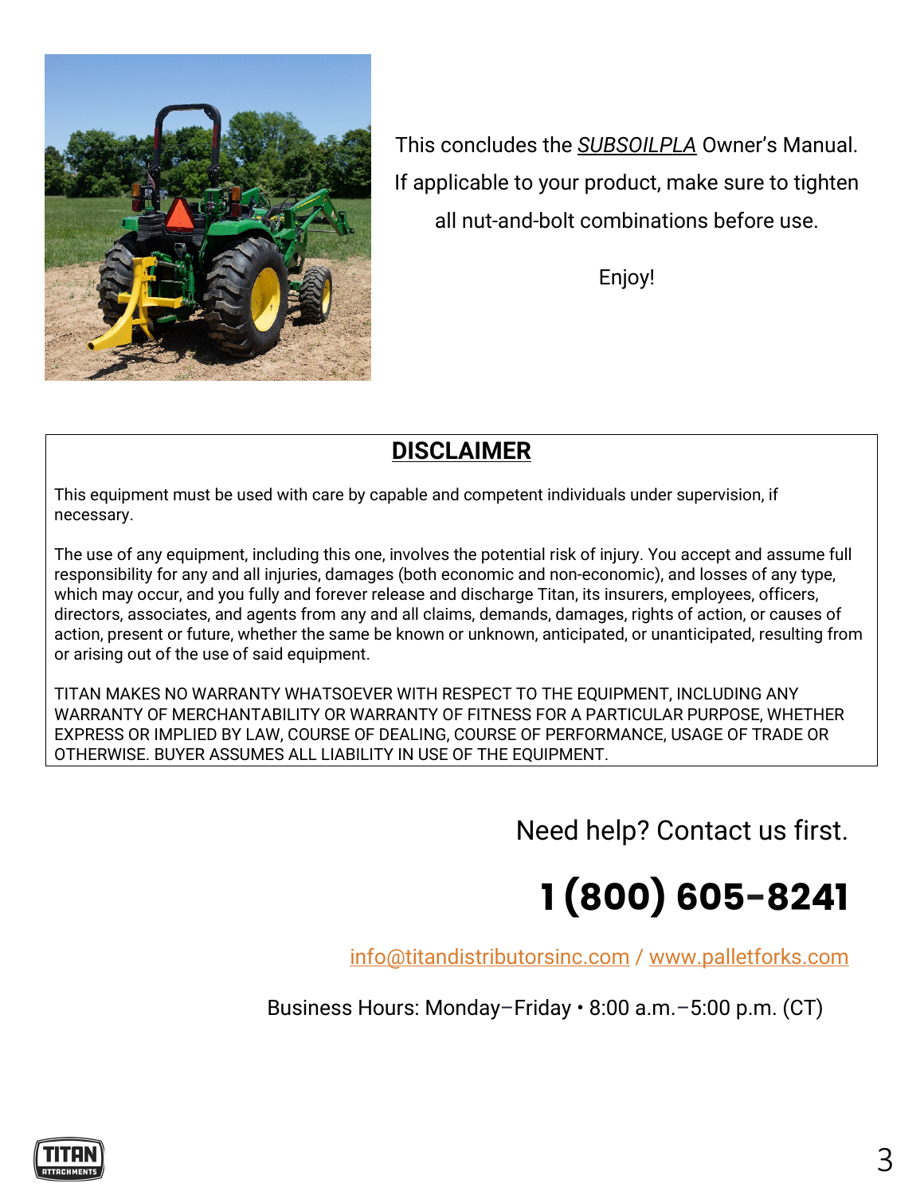This concludes the *SUBSOILPLA* Owner's Manual.
If applicable to your product, make sure to tighten all nut-and-bolt combinations before use.

Enjoy!

## DISCLAIMER

This equipment must be used with care by capable and competent individuals under supervision, if necessary.

The use of any equipment, including this one, involves the potential risk of injury. You accept and assume full responsibility for any and all injuries, damages (both economic and non-economic), and losses of any type, which may occur, and you fully and forever release and discharge Titan, its insurers, employees, officers, directors, associates, and agents from any and all claims, demands, damages, rights of action, or causes of action, present or future, whether the same be known or unknown, anticipated, or unanticipated, resulting from or arising out of the use of said equipment.

TITAN MAKES NO WARRANTY WHATSOEVER WITH RESPECT TO THE EQUIPMENT, INCLUDING ANY WARRANTY OF MERCHANTABILITY OR WARRANTY OF FITNESS FOR A PARTICULAR PURPOSE, WHETHER EXPRESS OR IMPLIED BY LAW, COURSE OF DEALING, COURSE OF PERFORMANCE, USAGE OF TRADE OR OTHERWISE. BUYER ASSUMES ALL LIABILITY IN USE OF THE EQUIPMENT.

Need help? Contact us first.

**1 (800) 605-8241**

info@titandistributorsinc.com / www.palletforks.com

Business Hours: Monday–Friday • 8:00 a.m.–5:00 p.m. (CT)